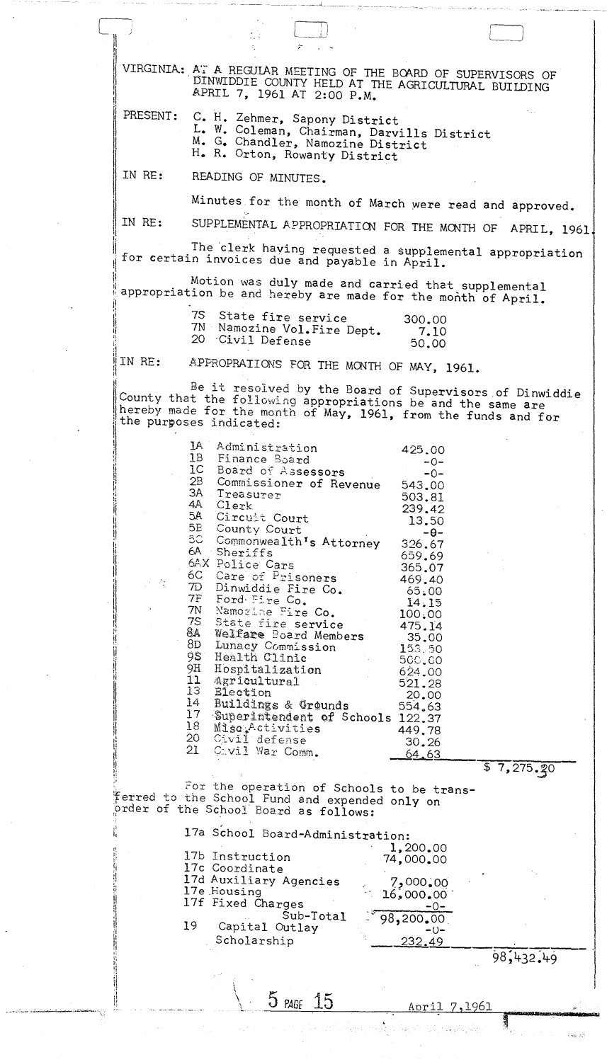VIRGINIA: AT A REGULAR MEETING OF THE BOARD OF SUPERVISORS OF DINWIDDIE COUNTY HELD AT THE AGRICULTURAL BUILDING APRIL 7, 1961 AT 2:00 P.M.

PRESENT: C. H. Zehmer, Sapony District
L. W. Coleman, Chairman, Darvills District
M. G. Chandler, Namozine District
H. R. Orton, Rowanty District

IN RE: READING OF MINUTES.

Minutes for the month of March were read and approved.

IN RE: SUPPLEMENTAL APPROPRIATION FOR THE MONTH OF APRIL, 1961.

The clerk having requested a supplemental appropriation for certain invoices due and payable in April.

Motion was duly made and carried that supplemental appropriation be and hereby are made for the month of April.

| | | |
|---|---|---|
| 7S | State fire service | 300.00 |
| 7N | Namozine Vol. Fire Dept. | 7.10 |
| 20 | Civil Defense | 50.00 |

IN RE: APPROPRIATIONS FOR THE MONTH OF MAY, 1961.

Be it resolved by the Board of Supervisors of Dinwiddie County that the following appropriations be and the same are hereby made for the month of May, 1961, from the funds and for the purposes indicated:

| | | | |
|---|---|---|---|
| 1A | Administration | 425.00 | |
| 1B | Finance Board | -0- | |
| 1C | Board of Assessors | -0- | |
| 2B | Commissioner of Revenue | 543.00 | |
| 3A | Treasurer | 503.81 | |
| 4A | Clerk | 239.42 | |
| 5A | Circuit Court | 13.50 | |
| 5B | County Court | -0- | |
| 5C | Commonwealth's Attorney | 326.67 | |
| 6A | Sheriffs | 659.69 | |
| 6AX | Police Cars | 365.07 | |
| 6C | Care of Prisoners | 469.40 | |
| 7D | Dinwiddie Fire Co. | 65.00 | |
| 7F | Ford Fire Co. | 14.15 | |
| 7N | Namozine Fire Co. | 100.00 | |
| 7S | State fire service | 475.14 | |
| 8A | Welfare Board Members | 35.00 | |
| 8D | Lunacy Commission | 153.50 | |
| 9S | Health Clinic | 500.00 | |
| 9H | Hospitalization | 624.00 | |
| 11 | Agricultural | 521.28 | |
| 13 | Election | 20.00 | |
| 14 | Buildings & Grounds | 554.63 | |
| 17 | Superintendent of Schools | 122.37 | |
| 18 | Misc. Activities | 449.78 | |
| 20 | Civil defense | 30.26 | |
| 21 | Civil War Comm. | 64.63 | |
| | | | $ 7,275.30 |

For the operation of Schools to be transferred to the School Fund and expended only on order of the School Board as follows:

| | | | |
|---|---|---|---|
| 17a | School Board-Administration: | 1,200.00 | |
| 17b | Instruction | 74,000.00 | |
| 17c | Coordinate | | |
| 17d | Auxiliary Agencies | 7,000.00 | |
| 17e | Housing | 16,000.00 | |
| 17f | Fixed Charges | -0- | |
| | Sub-Total | 98,200.00 | |
| 19 | Capital Outlay | -0- | |
| | Scholarship | 232.49 | |
| | | | 98,432.49 |

5 PAGE 15 April 7, 1961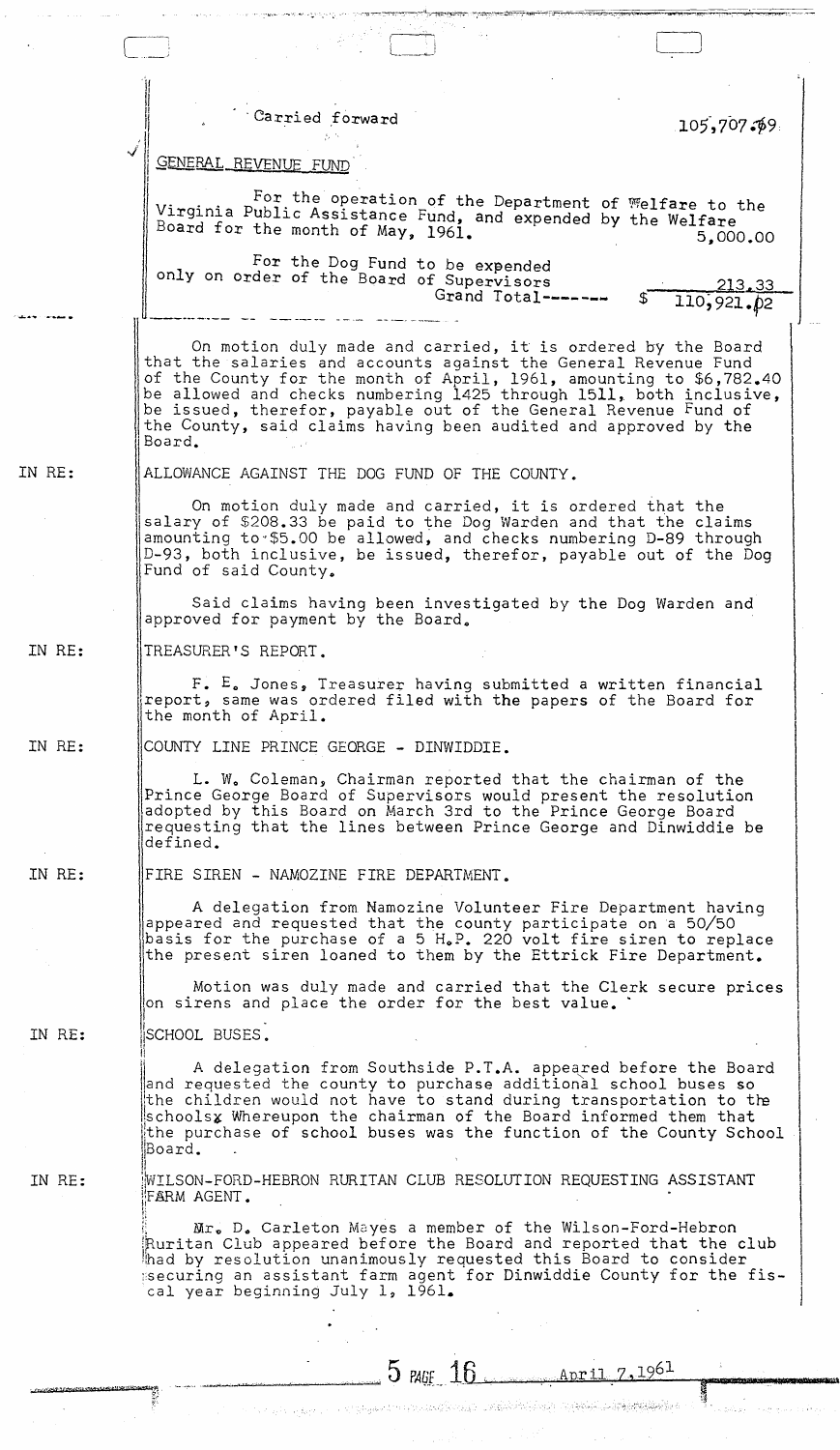Carried forward 105,707.69

GENERAL REVENUE FUND

For the operation of the Department of Welfare to the Virginia Public Assistance Fund, and expended by the Welfare Board for the month of May, 1961. 5,000.00

For the Dog Fund to be expended only on order of the Board of Supervisors 213.33

Grand Total------- $ 110,921.02

On motion duly made and carried, it is ordered by the Board that the salaries and accounts against the General Revenue Fund of the County for the month of April, 1961, amounting to $6,782.40 be allowed and checks numbering 1425 through 1511, both inclusive, be issued, therefor, payable out of the General Revenue Fund of the County, said claims having been audited and approved by the Board.

IN RE: ALLOWANCE AGAINST THE DOG FUND OF THE COUNTY.

On motion duly made and carried, it is ordered that the salary of $208.33 be paid to the Dog Warden and that the claims amounting to $5.00 be allowed, and checks numbering D-89 through D-93, both inclusive, be issued, therefor, payable out of the Dog Fund of said County.

Said claims having been investigated by the Dog Warden and approved for payment by the Board.

IN RE: TREASURER'S REPORT.

F. E. Jones, Treasurer having submitted a written financial report, same was ordered filed with the papers of the Board for the month of April.

IN RE: COUNTY LINE PRINCE GEORGE - DINWIDDIE.

L. W. Coleman, Chairman reported that the chairman of the Prince George Board of Supervisors would present the resolution adopted by this Board on March 3rd to the Prince George Board requesting that the lines between Prince George and Dinwiddie be defined.

IN RE: FIRE SIREN - NAMOZINE FIRE DEPARTMENT.

A delegation from Namozine Volunteer Fire Department having appeared and requested that the county participate on a 50/50 basis for the purchase of a 5 H.P. 220 volt fire siren to replace the present siren loaned to them by the Ettrick Fire Department.

Motion was duly made and carried that the Clerk secure prices on sirens and place the order for the best value.

IN RE: SCHOOL BUSES.

A delegation from Southside P.T.A. appeared before the Board and requested the county to purchase additional school buses so the children would not have to stand during transportation to the schools. Whereupon the chairman of the Board informed them that the purchase of school buses was the function of the County School Board.

IN RE: WILSON-FORD-HEBRON RURITAN CLUB RESOLUTION REQUESTING ASSISTANT FARM AGENT.

Mr. D. Carleton Mayes a member of the Wilson-Ford-Hebron Ruritan Club appeared before the Board and reported that the club had by resolution unanimously requested this Board to consider securing an assistant farm agent for Dinwiddie County for the fiscal year beginning July 1, 1961.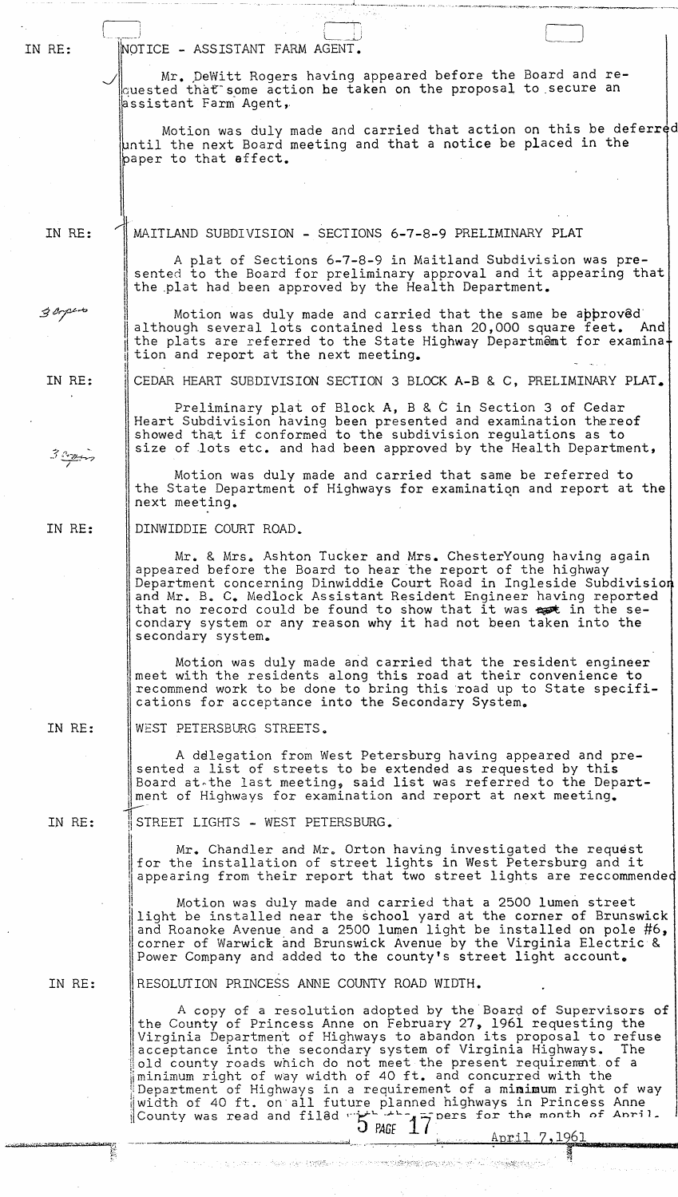IN RE: NOTICE - ASSISTANT FARM AGENT.

Mr. DeWitt Rogers having appeared before the Board and requested that some action be taken on the proposal to secure an assistant Farm Agent,

Motion was duly made and carried that action on this be deferred until the next Board meeting and that a notice be placed in the paper to that effect.

IN RE: MAITLAND SUBDIVISION - SECTIONS 6-7-8-9 PRELIMINARY PLAT

A plat of Sections 6-7-8-9 in Maitland Subdivision was presented to the Board for preliminary approval and it appearing that the plat had been approved by the Health Department.

3 copies

Motion was duly made and carried that the same be approved although several lots contained less than 20,000 square feet. And the plats are referred to the State Highway Department for examination and report at the next meeting.

IN RE: CEDAR HEART SUBDIVISION SECTION 3 BLOCK A-B & C, PRELIMINARY PLAT.

Preliminary plat of Block A, B & C in Section 3 of Cedar Heart Subdivision having been presented and examination thereof showed that if conformed to the subdivision regulations as to size of lots etc. and had been approved by the Health Department,

3 copies

Motion was duly made and carried that same be referred to the State Department of Highways for examination and report at the next meeting.

IN RE: DINWIDDIE COURT ROAD.

Mr. & Mrs. Ashton Tucker and Mrs. ChesterYoung having again appeared before the Board to hear the report of the highway Department concerning Dinwiddie Court Road in Ingleside Subdivision and Mr. B. C. Medlock Assistant Resident Engineer having reported that no record could be found to show that it was ~~not~~ in the secondary system or any reason why it had not been taken into the secondary system.

Motion was duly made and carried that the resident engineer meet with the residents along this road at their convenience to recommend work to be done to bring this road up to State specifications for acceptance into the Secondary System.

IN RE: WEST PETERSBURG STREETS.

A delegation from West Petersburg having appeared and presented a list of streets to be extended as requested by this Board at the last meeting, said list was referred to the Department of Highways for examination and report at next meeting.

IN RE: STREET LIGHTS - WEST PETERSBURG.

Mr. Chandler and Mr. Orton having investigated the request for the installation of street lights in West Petersburg and it appearing from their report that two street lights are reccommended

Motion was duly made and carried that a 2500 lumen street light be installed near the school yard at the corner of Brunswick and Roanoke Avenue and a 2500 lumen light be installed on pole #6, corner of Warwick and Brunswick Avenue by the Virginia Electric & Power Company and added to the county's street light account.

IN RE: RESOLUTION PRINCESS ANNE COUNTY ROAD WIDTH.

A copy of a resolution adopted by the Board of Supervisors of the County of Princess Anne on February 27, 1961 requesting the Virginia Department of Highways to abandon its proposal to refuse acceptance into the secondary system of Virginia Highways. The old county roads which do not meet the present requirement of a minimum right of way width of 40 ft. and concurred with the Department of Highways in a requirement of a minimum right of way width of 40 ft. on all future planned highways in Princess Anne County was read and filed with the papers for the month of April.

5 PAGE 17

April 7,1961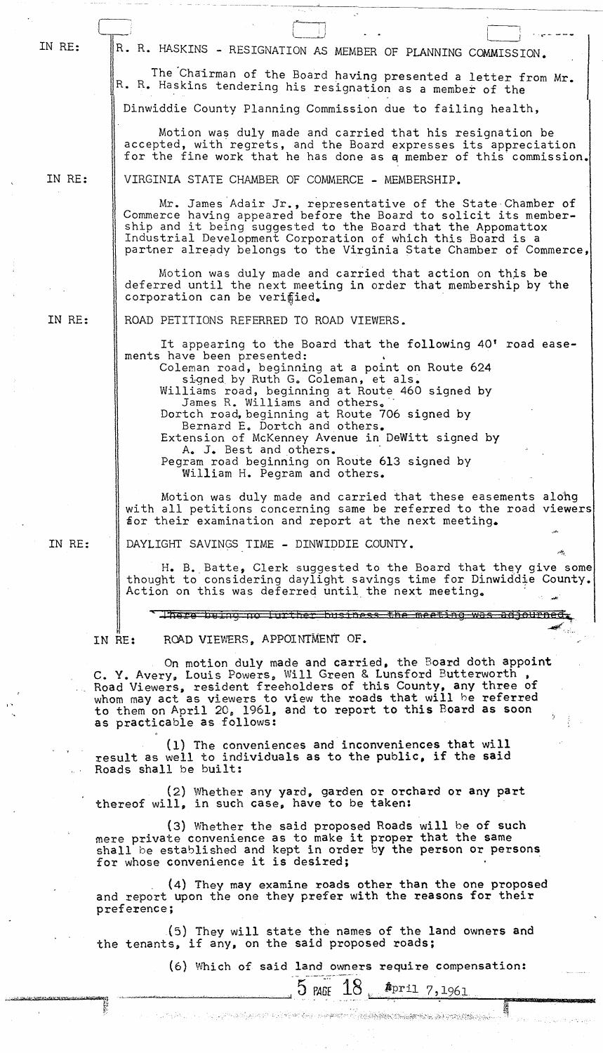IN RE: R. R. HASKINS - RESIGNATION AS MEMBER OF PLANNING COMMISSION.

The Chairman of the Board having presented a letter from Mr. R. R. Haskins tendering his resignation as a member of the Dinwiddie County Planning Commission due to failing health,

Motion was duly made and carried that his resignation be accepted, with regrets, and the Board expresses its appreciation for the fine work that he has done as a member of this commission.

IN RE: VIRGINIA STATE CHAMBER OF COMMERCE - MEMBERSHIP.

Mr. James Adair Jr., representative of the State Chamber of Commerce having appeared before the Board to solicit its membership and it being suggested to the Board that the Appomattox Industrial Development Corporation of which this Board is a partner already belongs to the Virginia State Chamber of Commerce,

Motion was duly made and carried that action on this be deferred until the next meeting in order that membership by the corporation can be verified.

IN RE: ROAD PETITIONS REFERRED TO ROAD VIEWERS.

It appearing to the Board that the following 40' road easements have been presented:

Coleman road, beginning at a point on Route 624 signed by Ruth G. Coleman, et als.
Williams road, beginning at Route 460 signed by James R. Williams and others.
Dortch road, beginning at Route 706 signed by Bernard E. Dortch and others.
Extension of McKenney Avenue in DeWitt signed by A. J. Best and others.
Pegram road beginning on Route 613 signed by William H. Pegram and others.

Motion was duly made and carried that these easements along with all petitions concerning same be referred to the road viewers for their examination and report at the next meeting.

IN RE: DAYLIGHT SAVINGS TIME - DINWIDDIE COUNTY.

H. B. Batte, Clerk suggested to the Board that they give some thought to considering daylight savings time for Dinwiddie County. Action on this was deferred until the next meeting.

~~There being no further business the meeting was adjourned.~~

IN RE: ROAD VIEWERS, APPOINTMENT OF.

On motion duly made and carried, the Board doth appoint C. Y. Avery, Louis Powers, Will Green & Lunsford Butterworth, Road Viewers, resident freeholders of this County, any three of whom may act as viewers to view the roads that will be referred to them on April 20, 1961, and to report to this Board as soon as practicable as follows:

(1) The conveniences and inconveniences that will result as well to individuals as to the public, if the said Roads shall be built:

(2) Whether any yard, garden or orchard or any part thereof will, in such case, have to be taken:

(3) Whether the said proposed Roads will be of such mere private convenience as to make it proper that the same shall be established and kept in order by the person or persons for whose convenience it is desired;

(4) They may examine roads other than the one proposed and report upon the one they prefer with the reasons for their preference;

(5) They will state the names of the land owners and the tenants, if any, on the said proposed roads;

(6) Which of said land owners require compensation:

5 PAGE 18 April 7, 1961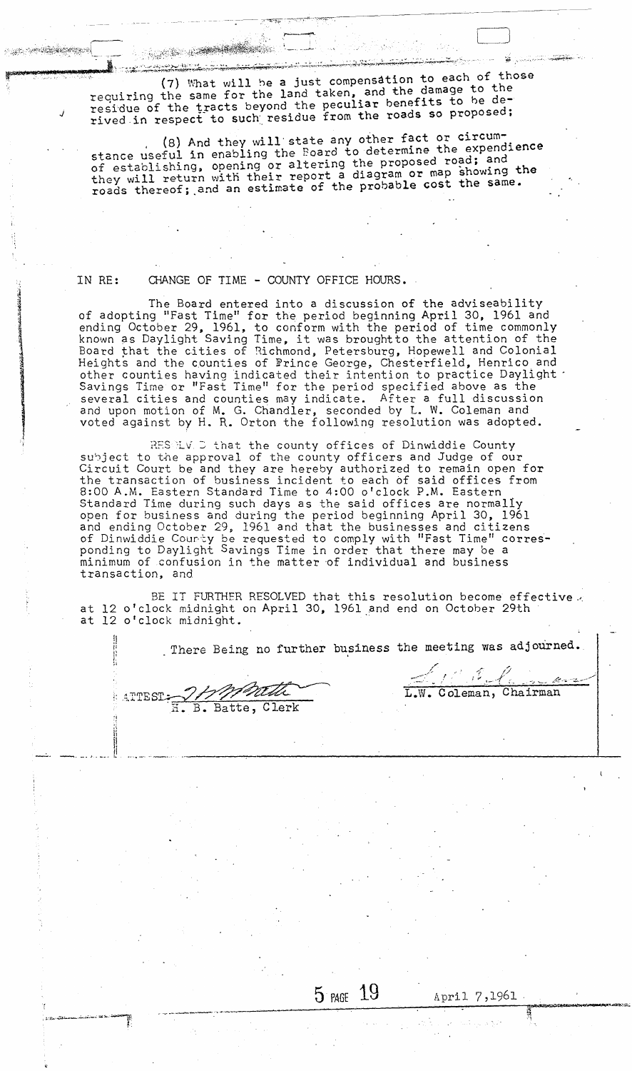(7) What will be a just compensation to each of those requiring the same for the land taken, and the damage to the residue of the tracts beyond the peculiar benefits to be derived in respect to such residue from the roads so proposed;

(8) And they will state any other fact or circumstance useful in enabling the Board to determine the expendience of establishing, opening or altering the proposed road; and they will return with their report a diagram or map showing the roads thereof; and an estimate of the probable cost the same.

IN RE: CHANGE OF TIME - COUNTY OFFICE HOURS.

The Board entered into a discussion of the adviseability of adopting "Fast Time" for the period beginning April 30, 1961 and ending October 29, 1961, to conform with the period of time commonly known as Daylight Saving Time, it was broughtto the attention of the Board that the cities of Richmond, Petersburg, Hopewell and Colonial Heights and the counties of Prince George, Chesterfield, Henrico and other counties having indicated their intention to practice Daylight Savings Time or "Fast Time" for the period specified above as the several cities and counties may indicate. After a full discussion and upon motion of M. G. Chandler, seconded by L. W. Coleman and voted against by H. R. Orton the following resolution was adopted.

RESOLVED that the county offices of Dinwiddie County subject to the approval of the county officers and Judge of our Circuit Court be and they are hereby authorized to remain open for the transaction of business incident to each of said offices from 8:00 A.M. Eastern Standard Time to 4:00 o'clock P.M. Eastern Standard Time during such days as the said offices are normally open for business and during the period beginning April 30, 1961 and ending October 29, 1961 and that the businesses and citizens of Dinwiddie County be requested to comply with "Fast Time" corresponding to Daylight Savings Time in order that there may be a minimum of confusion in the matter of individual and business transaction, and

BE IT FURTHER RESOLVED that this resolution become effective at 12 o'clock midnight on April 30, 1961 and end on October 29th at 12 o'clock midnight.

There Being no further business the meeting was adjourned.

ATTEST: H. B. Batte, Clerk

L.W. Coleman, Chairman

5 PAGE 19 April 7,1961